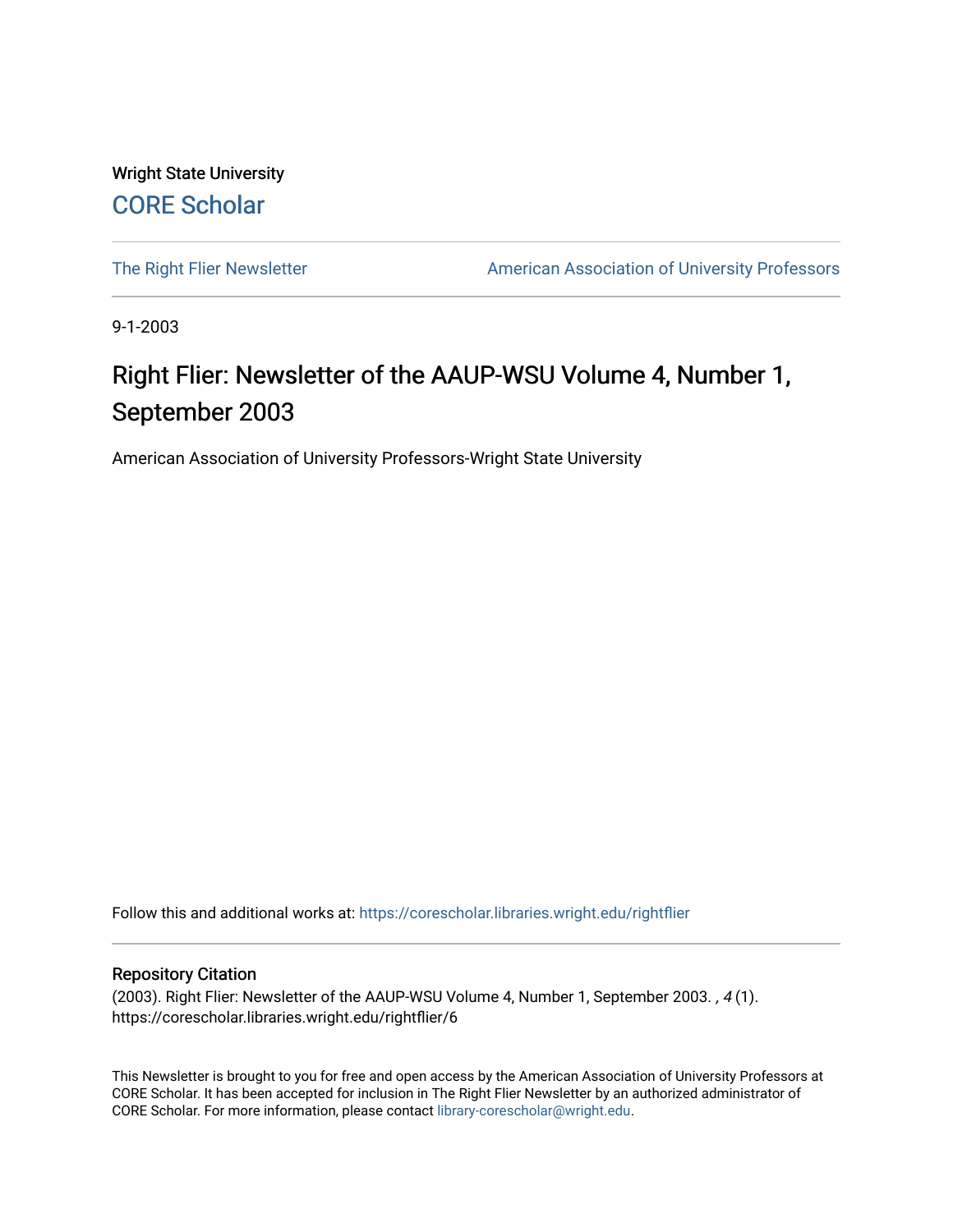Wright State University

CORE Scholar

The Right Flier Newsletter

American Association of University Professors

9-1-2003

# Right Flier: Newsletter of the AAUP-WSU Volume 4, Number 1, September 2003

American Association of University Professors-Wright State University

Follow this and additional works at: https://corescholar.libraries.wright.edu/rightflier

## Repository Citation

(2003). Right Flier: Newsletter of the AAUP-WSU Volume 4, Number 1, September 2003. , *4* (1). https://corescholar.libraries.wright.edu/rightflier/6

This Newsletter is brought to you for free and open access by the American Association of University Professors at CORE Scholar. It has been accepted for inclusion in The Right Flier Newsletter by an authorized administrator of CORE Scholar. For more information, please contact library-corescholar@wright.edu.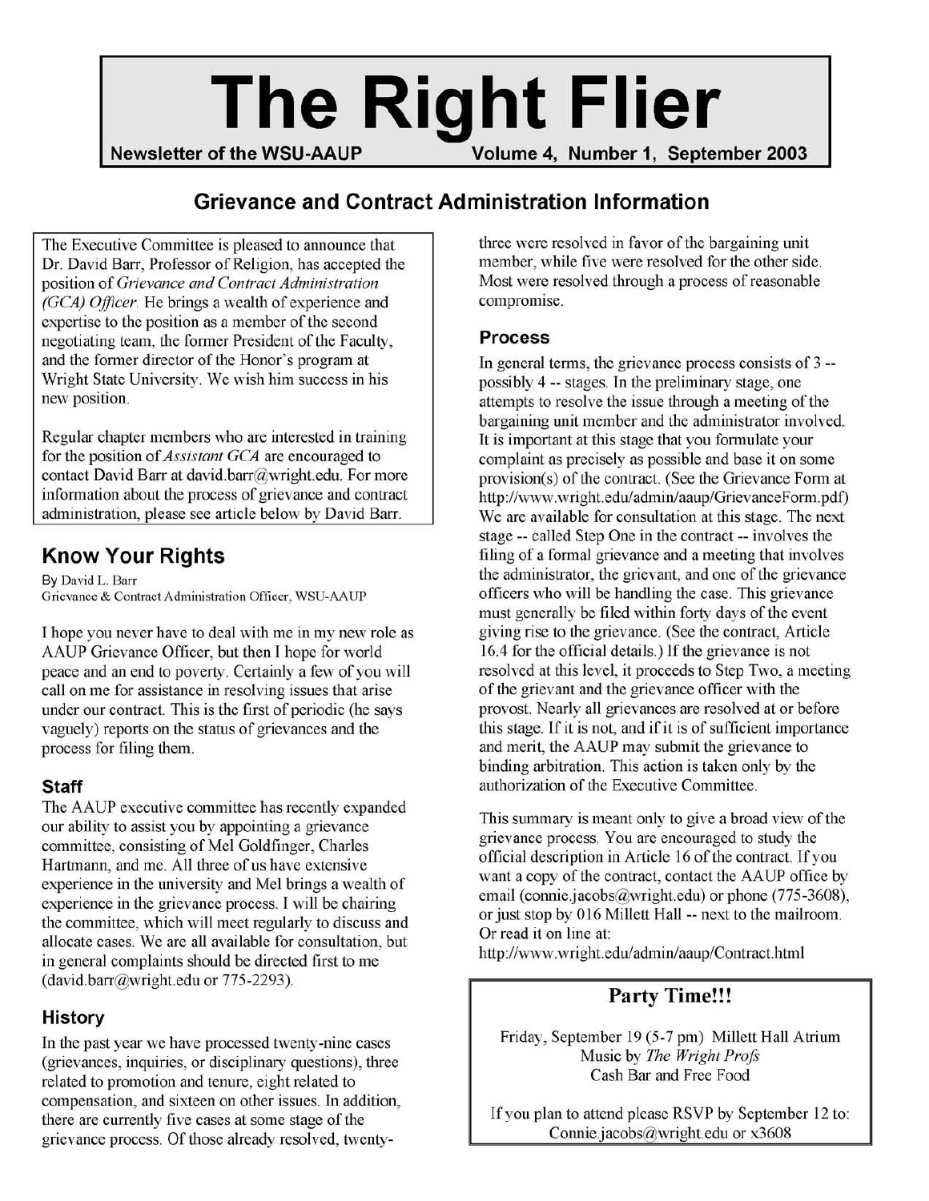# The Right Flier

**Newsletter of the WSU-AAUP** **Volume 4, Number 1, September 2003**

## Grievance and Contract Administration Information

The Executive Committee is pleased to announce that Dr. David Barr, Professor of Religion, has accepted the position of *Grievance and Contract Administration (GCA) Officer*. He brings a wealth of experience and expertise to the position as a member of the second negotiating team, the former President of the Faculty, and the former director of the Honor's program at Wright State University. We wish him success in his new position.

Regular chapter members who are interested in training for the position of *Assistant GCA* are encouraged to contact David Barr at david.barr@wright.edu. For more information about the process of grievance and contract administration, please see article below by David Barr.

## Know Your Rights

By David L. Barr
Grievance & Contract Administration Officer, WSU-AAUP

I hope you never have to deal with me in my new role as AAUP Grievance Officer, but then I hope for world peace and an end to poverty. Certainly a few of you will call on me for assistance in resolving issues that arise under our contract. This is the first of periodic (he says vaguely) reports on the status of grievances and the process for filing them.

### Staff

The AAUP executive committee has recently expanded our ability to assist you by appointing a grievance committee, consisting of Mel Goldfinger, Charles Hartmann, and me. All three of us have extensive experience in the university and Mel brings a wealth of experience in the grievance process. I will be chairing the committee, which will meet regularly to discuss and allocate cases. We are all available for consultation, but in general complaints should be directed first to me (david.barr@wright.edu or 775-2293).

### History

In the past year we have processed twenty-nine cases (grievances, inquiries, or disciplinary questions), three related to promotion and tenure, eight related to compensation, and sixteen on other issues. In addition, there are currently five cases at some stage of the grievance process. Of those already resolved, twenty-three were resolved in favor of the bargaining unit member, while five were resolved for the other side. Most were resolved through a process of reasonable compromise.

### Process

In general terms, the grievance process consists of 3 -- possibly 4 -- stages. In the preliminary stage, one attempts to resolve the issue through a meeting of the bargaining unit member and the administrator involved. It is important at this stage that you formulate your complaint as precisely as possible and base it on some provision(s) of the contract. (See the Grievance Form at http://www.wright.edu/admin/aaup/GrievanceForm.pdf) We are available for consultation at this stage. The next stage -- called Step One in the contract -- involves the filing of a formal grievance and a meeting that involves the administrator, the grievant, and one of the grievance officers who will be handling the case. This grievance must generally be filed within forty days of the event giving rise to the grievance. (See the contract, Article 16.4 for the official details.) If the grievance is not resolved at this level, it proceeds to Step Two, a meeting of the grievant and the grievance officer with the provost. Nearly all grievances are resolved at or before this stage. If it is not, and if it is of sufficient importance and merit, the AAUP may submit the grievance to binding arbitration. This action is taken only by the authorization of the Executive Committee.

This summary is meant only to give a broad view of the grievance process. You are encouraged to study the official description in Article 16 of the contract. If you want a copy of the contract, contact the AAUP office by email (connie.jacobs@wright.edu) or phone (775-3608), or just stop by 016 Millett Hall -- next to the mailroom. Or read it on line at:
http://www.wright.edu/admin/aaup/Contract.html

## Party Time!!!

Friday, September 19 (5-7 pm) Millett Hall Atrium
Music by *The Wright Profs*
Cash Bar and Free Food

If you plan to attend please RSVP by September 12 to:
Connie.jacobs@wright.edu or x3608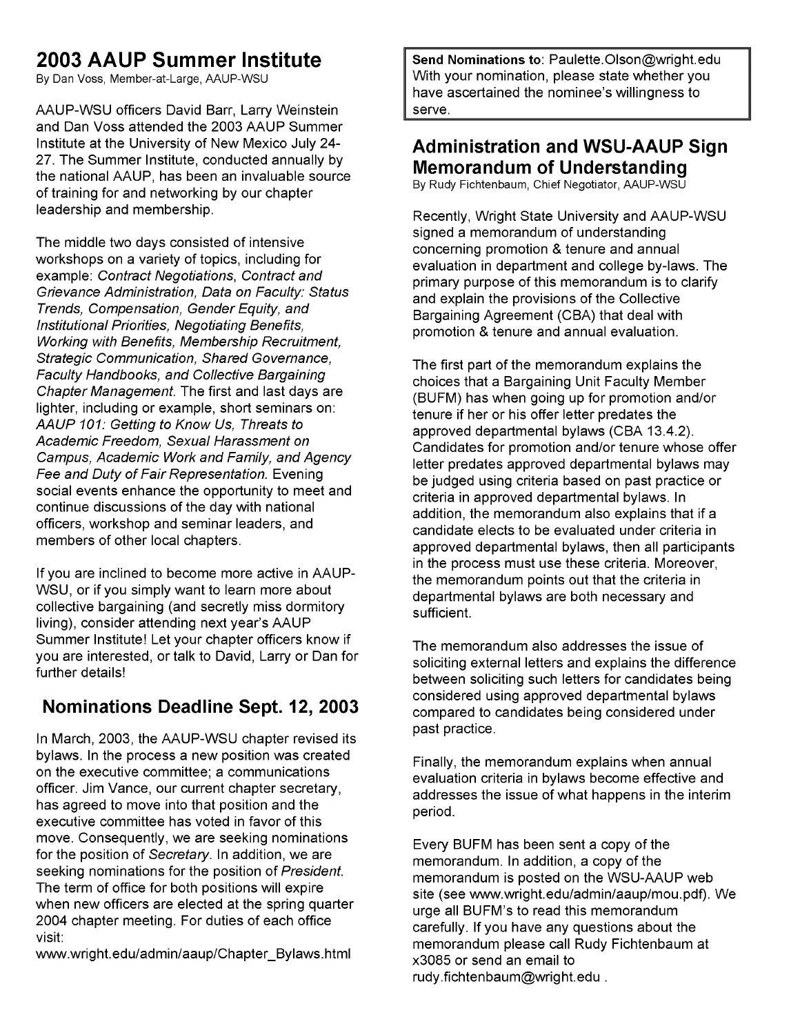## 2003 AAUP Summer Institute

By Dan Voss, Member-at-Large, AAUP-WSU

AAUP-WSU officers David Barr, Larry Weinstein and Dan Voss attended the 2003 AAUP Summer Institute at the University of New Mexico July 24-27. The Summer Institute, conducted annually by the national AAUP, has been an invaluable source of training for and networking by our chapter leadership and membership.

The middle two days consisted of intensive workshops on a variety of topics, including for example: *Contract Negotiations, Contract and Grievance Administration, Data on Faculty: Status Trends, Compensation, Gender Equity, and Institutional Priorities, Negotiating Benefits, Working with Benefits, Membership Recruitment, Strategic Communication, Shared Governance, Faculty Handbooks, and Collective Bargaining Chapter Management.* The first and last days are lighter, including or example, short seminars on: *AAUP 101: Getting to Know Us, Threats to Academic Freedom, Sexual Harassment on Campus, Academic Work and Family, and Agency Fee and Duty of Fair Representation.* Evening social events enhance the opportunity to meet and continue discussions of the day with national officers, workshop and seminar leaders, and members of other local chapters.

If you are inclined to become more active in AAUP-WSU, or if you simply want to learn more about collective bargaining (and secretly miss dormitory living), consider attending next year's AAUP Summer Institute! Let your chapter officers know if you are interested, or talk to David, Larry or Dan for further details!

## Nominations Deadline Sept. 12, 2003

In March, 2003, the AAUP-WSU chapter revised its bylaws. In the process a new position was created on the executive committee; a communications officer. Jim Vance, our current chapter secretary, has agreed to move into that position and the executive committee has voted in favor of this move. Consequently, we are seeking nominations for the position of *Secretary*. In addition, we are seeking nominations for the position of *President*. The term of office for both positions will expire when new officers are elected at the spring quarter 2004 chapter meeting. For duties of each office visit:
www.wright.edu/admin/aaup/Chapter_Bylaws.html

**Send Nominations to**: Paulette.Olson@wright.edu
With your nomination, please state whether you have ascertained the nominee's willingness to serve.

## Administration and WSU-AAUP Sign Memorandum of Understanding

By Rudy Fichtenbaum, Chief Negotiator, AAUP-WSU

Recently, Wright State University and AAUP-WSU signed a memorandum of understanding concerning promotion & tenure and annual evaluation in department and college by-laws. The primary purpose of this memorandum is to clarify and explain the provisions of the Collective Bargaining Agreement (CBA) that deal with promotion & tenure and annual evaluation.

The first part of the memorandum explains the choices that a Bargaining Unit Faculty Member (BUFM) has when going up for promotion and/or tenure if her or his offer letter predates the approved departmental bylaws (CBA 13.4.2). Candidates for promotion and/or tenure whose offer letter predates approved departmental bylaws may be judged using criteria based on past practice or criteria in approved departmental bylaws. In addition, the memorandum also explains that if a candidate elects to be evaluated under criteria in approved departmental bylaws, then all participants in the process must use these criteria. Moreover, the memorandum points out that the criteria in departmental bylaws are both necessary and sufficient.

The memorandum also addresses the issue of soliciting external letters and explains the difference between soliciting such letters for candidates being considered using approved departmental bylaws compared to candidates being considered under past practice.

Finally, the memorandum explains when annual evaluation criteria in bylaws become effective and addresses the issue of what happens in the interim period.

Every BUFM has been sent a copy of the memorandum. In addition, a copy of the memorandum is posted on the WSU-AAUP web site (see www.wright.edu/admin/aaup/mou.pdf). We urge all BUFM's to read this memorandum carefully. If you have any questions about the memorandum please call Rudy Fichtenbaum at x3085 or send an email to rudy.fichtenbaum@wright.edu .